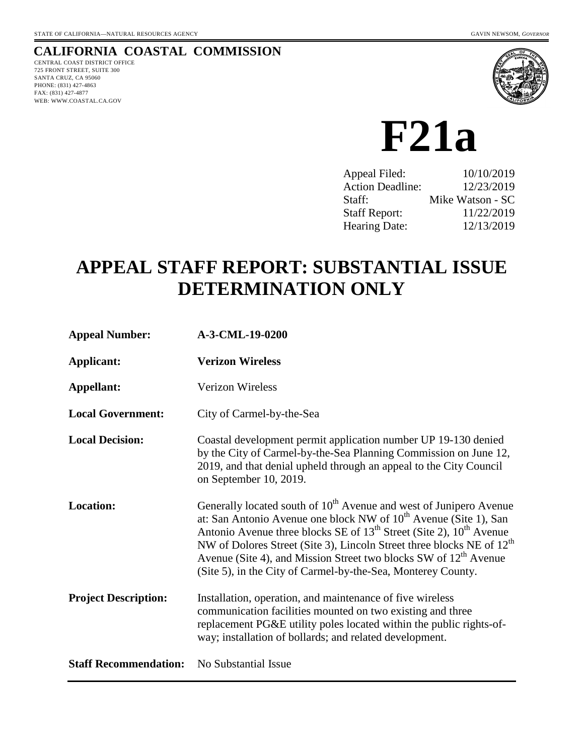STATE OF CALIFORNIA—NATURAL RESOURCES AGENCY GAVIN NEWSOM, *GOVERNOR*

**CALIFORNIA COASTAL COMMISSION**

CENTRAL COAST DISTRICT OFFICE
725 FRONT STREET, SUITE 300
SANTA CRUZ, CA 95060
PHONE: (831) 427-4863
FAX: (831) 427-4877
WEB: WWW.COASTAL.CA.GOV

# F21a

| | |
|---|---|
| Appeal Filed: | 10/10/2019 |
| Action Deadline: | 12/23/2019 |
| Staff: | Mike Watson - SC |
| Staff Report: | 11/22/2019 |
| Hearing Date: | 12/13/2019 |

# APPEAL STAFF REPORT: SUBSTANTIAL ISSUE DETERMINATION ONLY

**Appeal Number:** **A-3-CML-19-0200**

**Applicant:** **Verizon Wireless**

**Appellant:** Verizon Wireless

**Local Government:** City of Carmel-by-the-Sea

**Local Decision:** Coastal development permit application number UP 19-130 denied by the City of Carmel-by-the-Sea Planning Commission on June 12, 2019, and that denial upheld through an appeal to the City Council on September 10, 2019.

**Location:** Generally located south of 10th Avenue and west of Junipero Avenue at: San Antonio Avenue one block NW of 10th Avenue (Site 1), San Antonio Avenue three blocks SE of 13th Street (Site 2), 10th Avenue NW of Dolores Street (Site 3), Lincoln Street three blocks NE of 12th Avenue (Site 4), and Mission Street two blocks SW of 12th Avenue (Site 5), in the City of Carmel-by-the-Sea, Monterey County.

**Project Description:** Installation, operation, and maintenance of five wireless communication facilities mounted on two existing and three replacement PG&E utility poles located within the public rights-of-way; installation of bollards; and related development.

**Staff Recommendation:** No Substantial Issue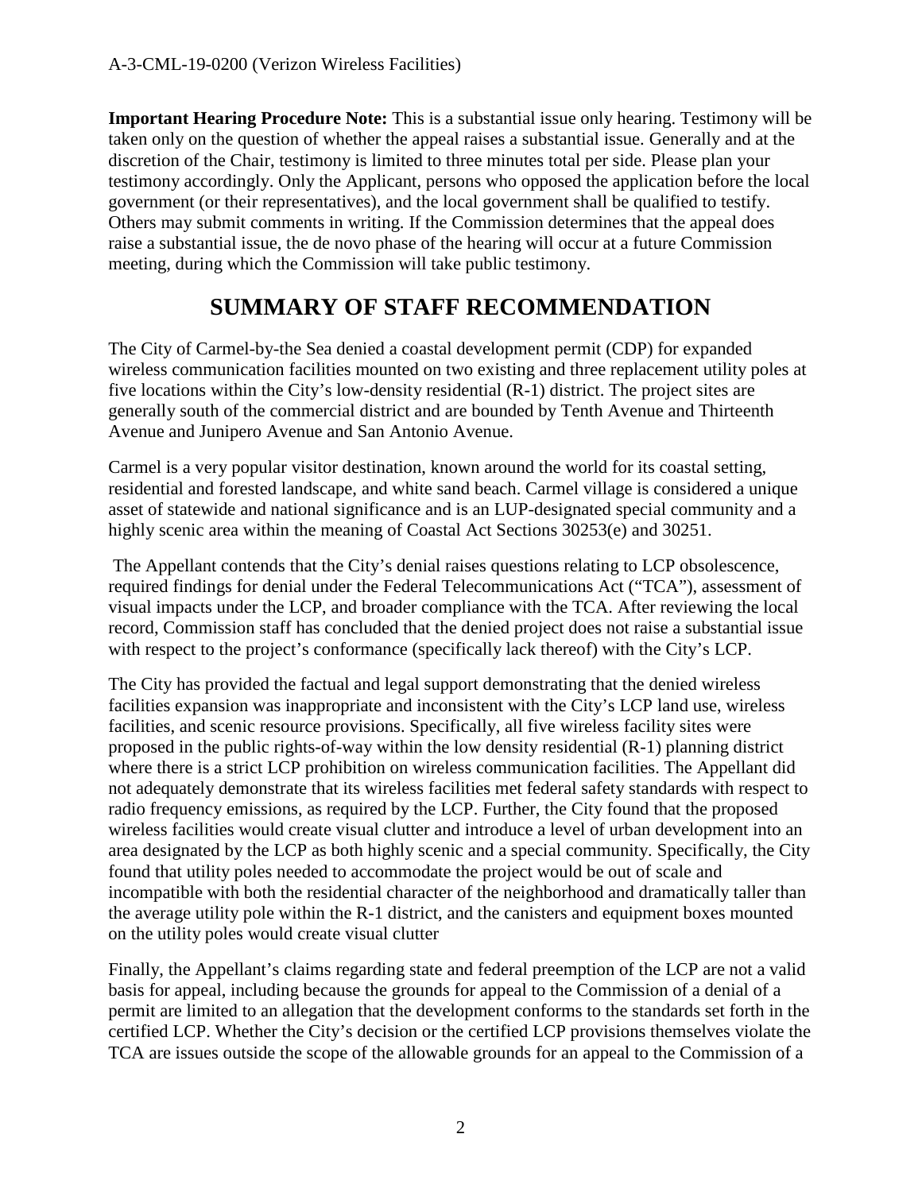**Important Hearing Procedure Note:** This is a substantial issue only hearing. Testimony will be taken only on the question of whether the appeal raises a substantial issue. Generally and at the discretion of the Chair, testimony is limited to three minutes total per side. Please plan your testimony accordingly. Only the Applicant, persons who opposed the application before the local government (or their representatives), and the local government shall be qualified to testify. Others may submit comments in writing. If the Commission determines that the appeal does raise a substantial issue, the de novo phase of the hearing will occur at a future Commission meeting, during which the Commission will take public testimony.

# SUMMARY OF STAFF RECOMMENDATION

The City of Carmel-by-the Sea denied a coastal development permit (CDP) for expanded wireless communication facilities mounted on two existing and three replacement utility poles at five locations within the City's low-density residential (R-1) district. The project sites are generally south of the commercial district and are bounded by Tenth Avenue and Thirteenth Avenue and Junipero Avenue and San Antonio Avenue.

Carmel is a very popular visitor destination, known around the world for its coastal setting, residential and forested landscape, and white sand beach. Carmel village is considered a unique asset of statewide and national significance and is an LUP-designated special community and a highly scenic area within the meaning of Coastal Act Sections 30253(e) and 30251.

The Appellant contends that the City's denial raises questions relating to LCP obsolescence, required findings for denial under the Federal Telecommunications Act ("TCA"), assessment of visual impacts under the LCP, and broader compliance with the TCA. After reviewing the local record, Commission staff has concluded that the denied project does not raise a substantial issue with respect to the project's conformance (specifically lack thereof) with the City's LCP.

The City has provided the factual and legal support demonstrating that the denied wireless facilities expansion was inappropriate and inconsistent with the City's LCP land use, wireless facilities, and scenic resource provisions. Specifically, all five wireless facility sites were proposed in the public rights-of-way within the low density residential (R-1) planning district where there is a strict LCP prohibition on wireless communication facilities. The Appellant did not adequately demonstrate that its wireless facilities met federal safety standards with respect to radio frequency emissions, as required by the LCP. Further, the City found that the proposed wireless facilities would create visual clutter and introduce a level of urban development into an area designated by the LCP as both highly scenic and a special community. Specifically, the City found that utility poles needed to accommodate the project would be out of scale and incompatible with both the residential character of the neighborhood and dramatically taller than the average utility pole within the R-1 district, and the canisters and equipment boxes mounted on the utility poles would create visual clutter

Finally, the Appellant's claims regarding state and federal preemption of the LCP are not a valid basis for appeal, including because the grounds for appeal to the Commission of a denial of a permit are limited to an allegation that the development conforms to the standards set forth in the certified LCP. Whether the City's decision or the certified LCP provisions themselves violate the TCA are issues outside the scope of the allowable grounds for an appeal to the Commission of a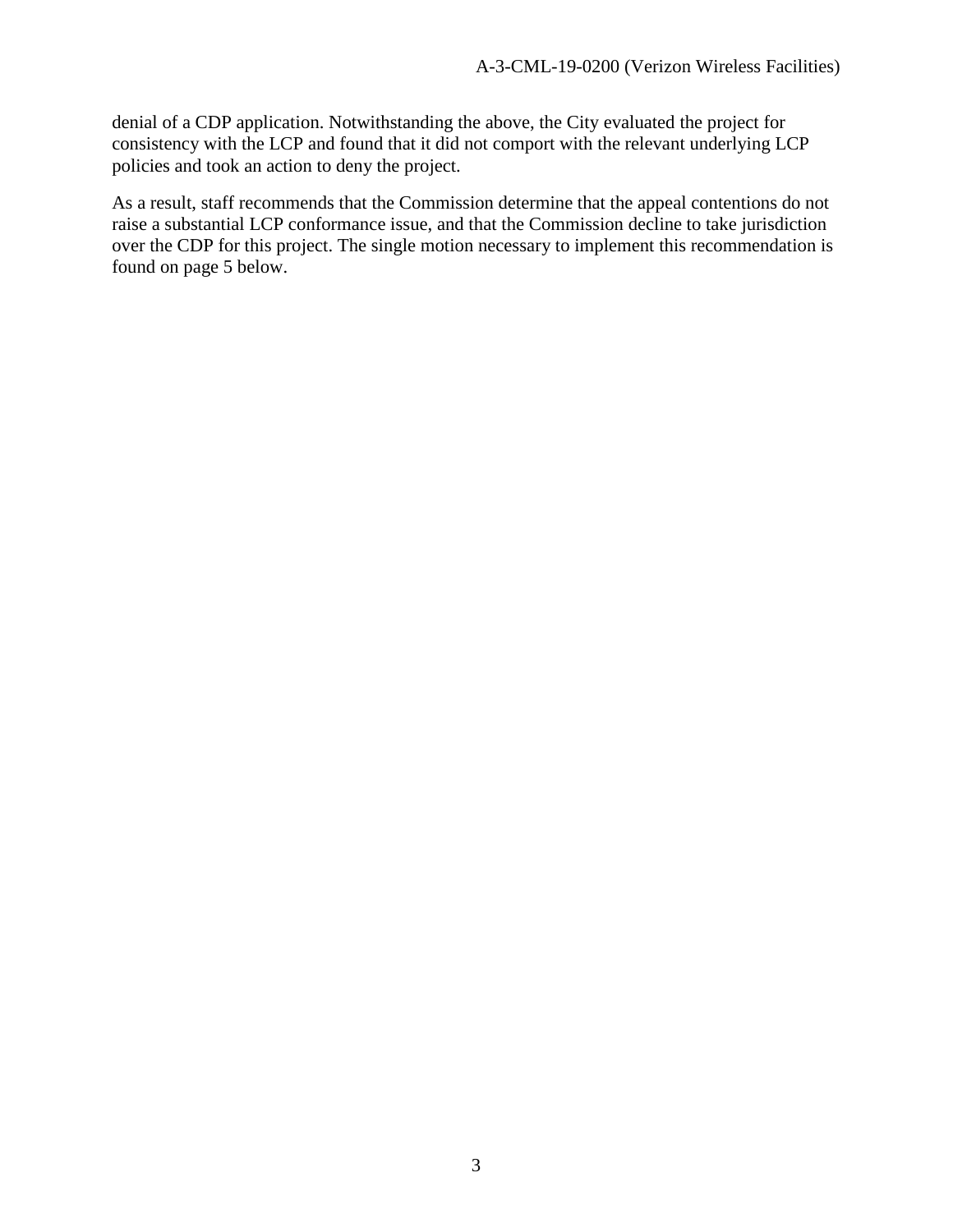denial of a CDP application. Notwithstanding the above, the City evaluated the project for consistency with the LCP and found that it did not comport with the relevant underlying LCP policies and took an action to deny the project.

As a result, staff recommends that the Commission determine that the appeal contentions do not raise a substantial LCP conformance issue, and that the Commission decline to take jurisdiction over the CDP for this project. The single motion necessary to implement this recommendation is found on page 5 below.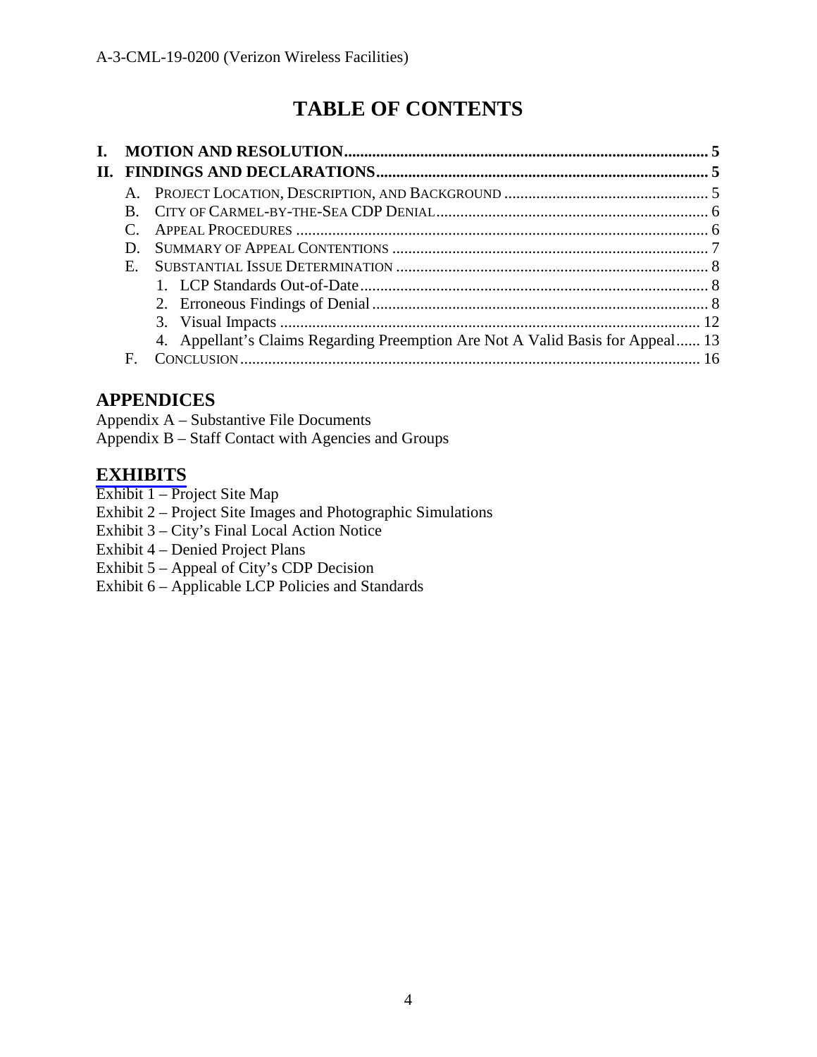# TABLE OF CONTENTS

**I. MOTION AND RESOLUTION** ........................................................................................... **5**

**II. FINDINGS AND DECLARATIONS** .................................................................................. **5**

- A. PROJECT LOCATION, DESCRIPTION, AND BACKGROUND .................................................. 5
- B. CITY OF CARMEL-BY-THE-SEA CDP DENIAL .................................................................... 6
- C. APPEAL PROCEDURES ....................................................................................................... 6
- D. SUMMARY OF APPEAL CONTENTIONS ............................................................................... 7
- E. SUBSTANTIAL ISSUE DETERMINATION ............................................................................... 8
    1. LCP Standards Out-of-Date ....................................................................................... 8
    2. Erroneous Findings of Denial ..................................................................................... 8
    3. Visual Impacts ......................................................................................................... 12
    4. Appellant's Claims Regarding Preemption Are Not A Valid Basis for Appeal ...... 13
- F. CONCLUSION ................................................................................................................... 16

## APPENDICES

Appendix A – Substantive File Documents
Appendix B – Staff Contact with Agencies and Groups

## EXHIBITS

Exhibit 1 – Project Site Map
Exhibit 2 – Project Site Images and Photographic Simulations
Exhibit 3 – City's Final Local Action Notice
Exhibit 4 – Denied Project Plans
Exhibit 5 – Appeal of City's CDP Decision
Exhibit 6 – Applicable LCP Policies and Standards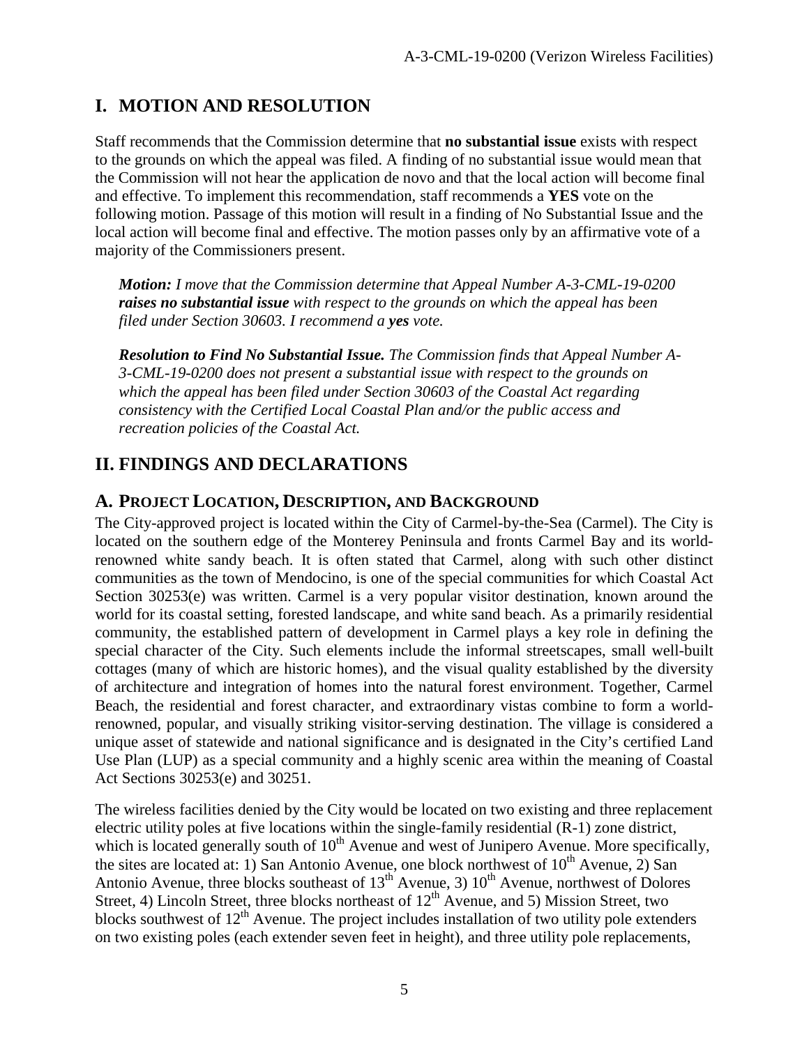# I. MOTION AND RESOLUTION

Staff recommends that the Commission determine that **no substantial issue** exists with respect to the grounds on which the appeal was filed. A finding of no substantial issue would mean that the Commission will not hear the application de novo and that the local action will become final and effective. To implement this recommendation, staff recommends a **YES** vote on the following motion. Passage of this motion will result in a finding of No Substantial Issue and the local action will become final and effective. The motion passes only by an affirmative vote of a majority of the Commissioners present.

> ***Motion:*** *I move that the Commission determine that Appeal Number A-3-CML-19-0200* ***raises no substantial issue*** *with respect to the grounds on which the appeal has been filed under Section 30603. I recommend a* ***yes*** *vote.*
>
> ***Resolution to Find No Substantial Issue.*** *The Commission finds that Appeal Number A-3-CML-19-0200 does not present a substantial issue with respect to the grounds on which the appeal has been filed under Section 30603 of the Coastal Act regarding consistency with the Certified Local Coastal Plan and/or the public access and recreation policies of the Coastal Act.*

# II. FINDINGS AND DECLARATIONS

## A. PROJECT LOCATION, DESCRIPTION, AND BACKGROUND

The City-approved project is located within the City of Carmel-by-the-Sea (Carmel). The City is located on the southern edge of the Monterey Peninsula and fronts Carmel Bay and its world-renowned white sandy beach. It is often stated that Carmel, along with such other distinct communities as the town of Mendocino, is one of the special communities for which Coastal Act Section 30253(e) was written. Carmel is a very popular visitor destination, known around the world for its coastal setting, forested landscape, and white sand beach. As a primarily residential community, the established pattern of development in Carmel plays a key role in defining the special character of the City. Such elements include the informal streetscapes, small well-built cottages (many of which are historic homes), and the visual quality established by the diversity of architecture and integration of homes into the natural forest environment. Together, Carmel Beach, the residential and forest character, and extraordinary vistas combine to form a world-renowned, popular, and visually striking visitor-serving destination. The village is considered a unique asset of statewide and national significance and is designated in the City's certified Land Use Plan (LUP) as a special community and a highly scenic area within the meaning of Coastal Act Sections 30253(e) and 30251.

The wireless facilities denied by the City would be located on two existing and three replacement electric utility poles at five locations within the single-family residential (R-1) zone district, which is located generally south of 10th Avenue and west of Junipero Avenue. More specifically, the sites are located at: 1) San Antonio Avenue, one block northwest of 10th Avenue, 2) San Antonio Avenue, three blocks southeast of 13th Avenue, 3) 10th Avenue, northwest of Dolores Street, 4) Lincoln Street, three blocks northeast of 12th Avenue, and 5) Mission Street, two blocks southwest of 12th Avenue. The project includes installation of two utility pole extenders on two existing poles (each extender seven feet in height), and three utility pole replacements,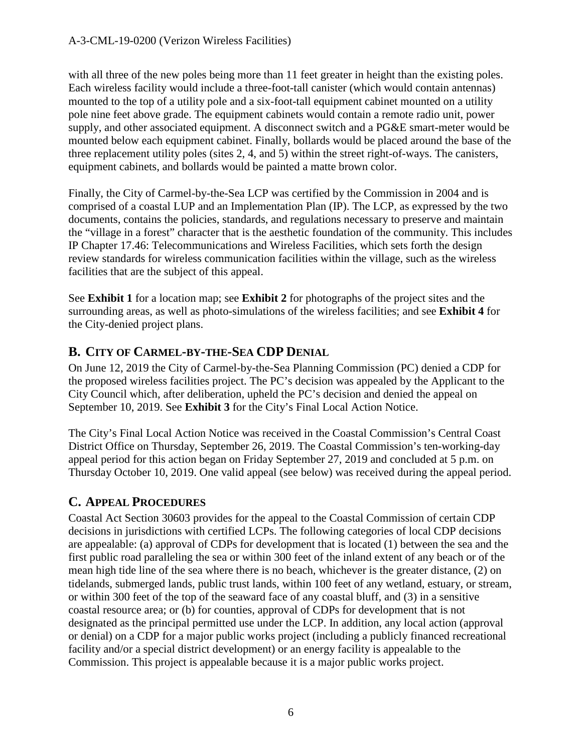with all three of the new poles being more than 11 feet greater in height than the existing poles. Each wireless facility would include a three-foot-tall canister (which would contain antennas) mounted to the top of a utility pole and a six-foot-tall equipment cabinet mounted on a utility pole nine feet above grade. The equipment cabinets would contain a remote radio unit, power supply, and other associated equipment. A disconnect switch and a PG&E smart-meter would be mounted below each equipment cabinet. Finally, bollards would be placed around the base of the three replacement utility poles (sites 2, 4, and 5) within the street right-of-ways. The canisters, equipment cabinets, and bollards would be painted a matte brown color.

Finally, the City of Carmel-by-the-Sea LCP was certified by the Commission in 2004 and is comprised of a coastal LUP and an Implementation Plan (IP). The LCP, as expressed by the two documents, contains the policies, standards, and regulations necessary to preserve and maintain the "village in a forest" character that is the aesthetic foundation of the community. This includes IP Chapter 17.46: Telecommunications and Wireless Facilities, which sets forth the design review standards for wireless communication facilities within the village, such as the wireless facilities that are the subject of this appeal.

See **Exhibit 1** for a location map; see **Exhibit 2** for photographs of the project sites and the surrounding areas, as well as photo-simulations of the wireless facilities; and see **Exhibit 4** for the City-denied project plans.

## B. City of Carmel-by-the-Sea CDP Denial

On June 12, 2019 the City of Carmel-by-the-Sea Planning Commission (PC) denied a CDP for the proposed wireless facilities project. The PC's decision was appealed by the Applicant to the City Council which, after deliberation, upheld the PC's decision and denied the appeal on September 10, 2019. See **Exhibit 3** for the City's Final Local Action Notice.

The City's Final Local Action Notice was received in the Coastal Commission's Central Coast District Office on Thursday, September 26, 2019. The Coastal Commission's ten-working-day appeal period for this action began on Friday September 27, 2019 and concluded at 5 p.m. on Thursday October 10, 2019. One valid appeal (see below) was received during the appeal period.

## C. Appeal Procedures

Coastal Act Section 30603 provides for the appeal to the Coastal Commission of certain CDP decisions in jurisdictions with certified LCPs. The following categories of local CDP decisions are appealable: (a) approval of CDPs for development that is located (1) between the sea and the first public road paralleling the sea or within 300 feet of the inland extent of any beach or of the mean high tide line of the sea where there is no beach, whichever is the greater distance, (2) on tidelands, submerged lands, public trust lands, within 100 feet of any wetland, estuary, or stream, or within 300 feet of the top of the seaward face of any coastal bluff, and (3) in a sensitive coastal resource area; or (b) for counties, approval of CDPs for development that is not designated as the principal permitted use under the LCP. In addition, any local action (approval or denial) on a CDP for a major public works project (including a publicly financed recreational facility and/or a special district development) or an energy facility is appealable to the Commission. This project is appealable because it is a major public works project.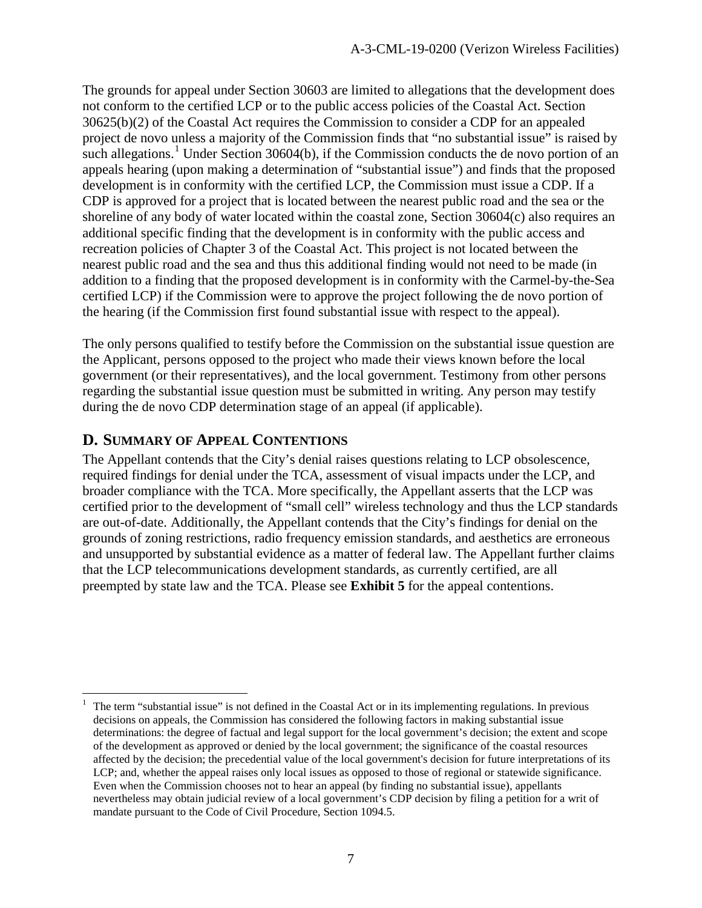The grounds for appeal under Section 30603 are limited to allegations that the development does not conform to the certified LCP or to the public access policies of the Coastal Act. Section 30625(b)(2) of the Coastal Act requires the Commission to consider a CDP for an appealed project de novo unless a majority of the Commission finds that "no substantial issue" is raised by such allegations.[1] Under Section 30604(b), if the Commission conducts the de novo portion of an appeals hearing (upon making a determination of "substantial issue") and finds that the proposed development is in conformity with the certified LCP, the Commission must issue a CDP. If a CDP is approved for a project that is located between the nearest public road and the sea or the shoreline of any body of water located within the coastal zone, Section 30604(c) also requires an additional specific finding that the development is in conformity with the public access and recreation policies of Chapter 3 of the Coastal Act. This project is not located between the nearest public road and the sea and thus this additional finding would not need to be made (in addition to a finding that the proposed development is in conformity with the Carmel-by-the-Sea certified LCP) if the Commission were to approve the project following the de novo portion of the hearing (if the Commission first found substantial issue with respect to the appeal).

The only persons qualified to testify before the Commission on the substantial issue question are the Applicant, persons opposed to the project who made their views known before the local government (or their representatives), and the local government. Testimony from other persons regarding the substantial issue question must be submitted in writing. Any person may testify during the de novo CDP determination stage of an appeal (if applicable).

## D. SUMMARY OF APPEAL CONTENTIONS

The Appellant contends that the City's denial raises questions relating to LCP obsolescence, required findings for denial under the TCA, assessment of visual impacts under the LCP, and broader compliance with the TCA. More specifically, the Appellant asserts that the LCP was certified prior to the development of "small cell" wireless technology and thus the LCP standards are out-of-date. Additionally, the Appellant contends that the City's findings for denial on the grounds of zoning restrictions, radio frequency emission standards, and aesthetics are erroneous and unsupported by substantial evidence as a matter of federal law. The Appellant further claims that the LCP telecommunications development standards, as currently certified, are all preempted by state law and the TCA. Please see **Exhibit 5** for the appeal contentions.

---

[1] The term "substantial issue" is not defined in the Coastal Act or in its implementing regulations. In previous decisions on appeals, the Commission has considered the following factors in making substantial issue determinations: the degree of factual and legal support for the local government's decision; the extent and scope of the development as approved or denied by the local government; the significance of the coastal resources affected by the decision; the precedential value of the local government's decision for future interpretations of its LCP; and, whether the appeal raises only local issues as opposed to those of regional or statewide significance. Even when the Commission chooses not to hear an appeal (by finding no substantial issue), appellants nevertheless may obtain judicial review of a local government's CDP decision by filing a petition for a writ of mandate pursuant to the Code of Civil Procedure, Section 1094.5.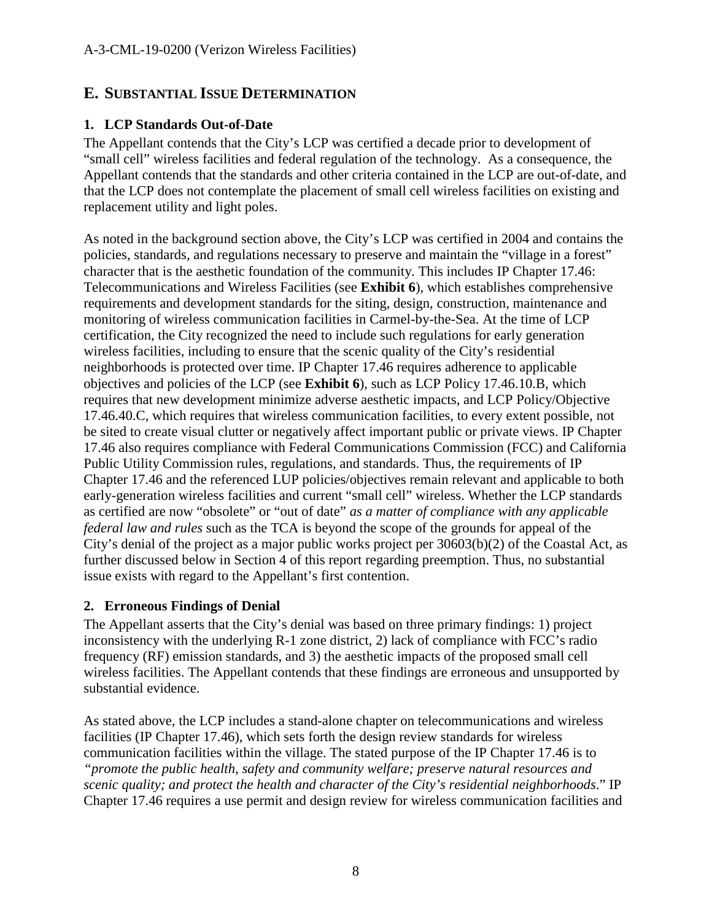## E. Substantial Issue Determination

### 1. LCP Standards Out-of-Date

The Appellant contends that the City's LCP was certified a decade prior to development of "small cell" wireless facilities and federal regulation of the technology. As a consequence, the Appellant contends that the standards and other criteria contained in the LCP are out-of-date, and that the LCP does not contemplate the placement of small cell wireless facilities on existing and replacement utility and light poles.

As noted in the background section above, the City's LCP was certified in 2004 and contains the policies, standards, and regulations necessary to preserve and maintain the "village in a forest" character that is the aesthetic foundation of the community. This includes IP Chapter 17.46: Telecommunications and Wireless Facilities (see **Exhibit 6**), which establishes comprehensive requirements and development standards for the siting, design, construction, maintenance and monitoring of wireless communication facilities in Carmel-by-the-Sea. At the time of LCP certification, the City recognized the need to include such regulations for early generation wireless facilities, including to ensure that the scenic quality of the City's residential neighborhoods is protected over time. IP Chapter 17.46 requires adherence to applicable objectives and policies of the LCP (see **Exhibit 6**), such as LCP Policy 17.46.10.B, which requires that new development minimize adverse aesthetic impacts, and LCP Policy/Objective 17.46.40.C, which requires that wireless communication facilities, to every extent possible, not be sited to create visual clutter or negatively affect important public or private views. IP Chapter 17.46 also requires compliance with Federal Communications Commission (FCC) and California Public Utility Commission rules, regulations, and standards. Thus, the requirements of IP Chapter 17.46 and the referenced LUP policies/objectives remain relevant and applicable to both early-generation wireless facilities and current "small cell" wireless. Whether the LCP standards as certified are now "obsolete" or "out of date" *as a matter of compliance with any applicable federal law and rules* such as the TCA is beyond the scope of the grounds for appeal of the City's denial of the project as a major public works project per 30603(b)(2) of the Coastal Act, as further discussed below in Section 4 of this report regarding preemption. Thus, no substantial issue exists with regard to the Appellant's first contention.

### 2. Erroneous Findings of Denial

The Appellant asserts that the City's denial was based on three primary findings: 1) project inconsistency with the underlying R-1 zone district, 2) lack of compliance with FCC's radio frequency (RF) emission standards, and 3) the aesthetic impacts of the proposed small cell wireless facilities. The Appellant contends that these findings are erroneous and unsupported by substantial evidence.

As stated above, the LCP includes a stand-alone chapter on telecommunications and wireless facilities (IP Chapter 17.46), which sets forth the design review standards for wireless communication facilities within the village. The stated purpose of the IP Chapter 17.46 is to *"promote the public health, safety and community welfare; preserve natural resources and scenic quality; and protect the health and character of the City's residential neighborhoods*." IP Chapter 17.46 requires a use permit and design review for wireless communication facilities and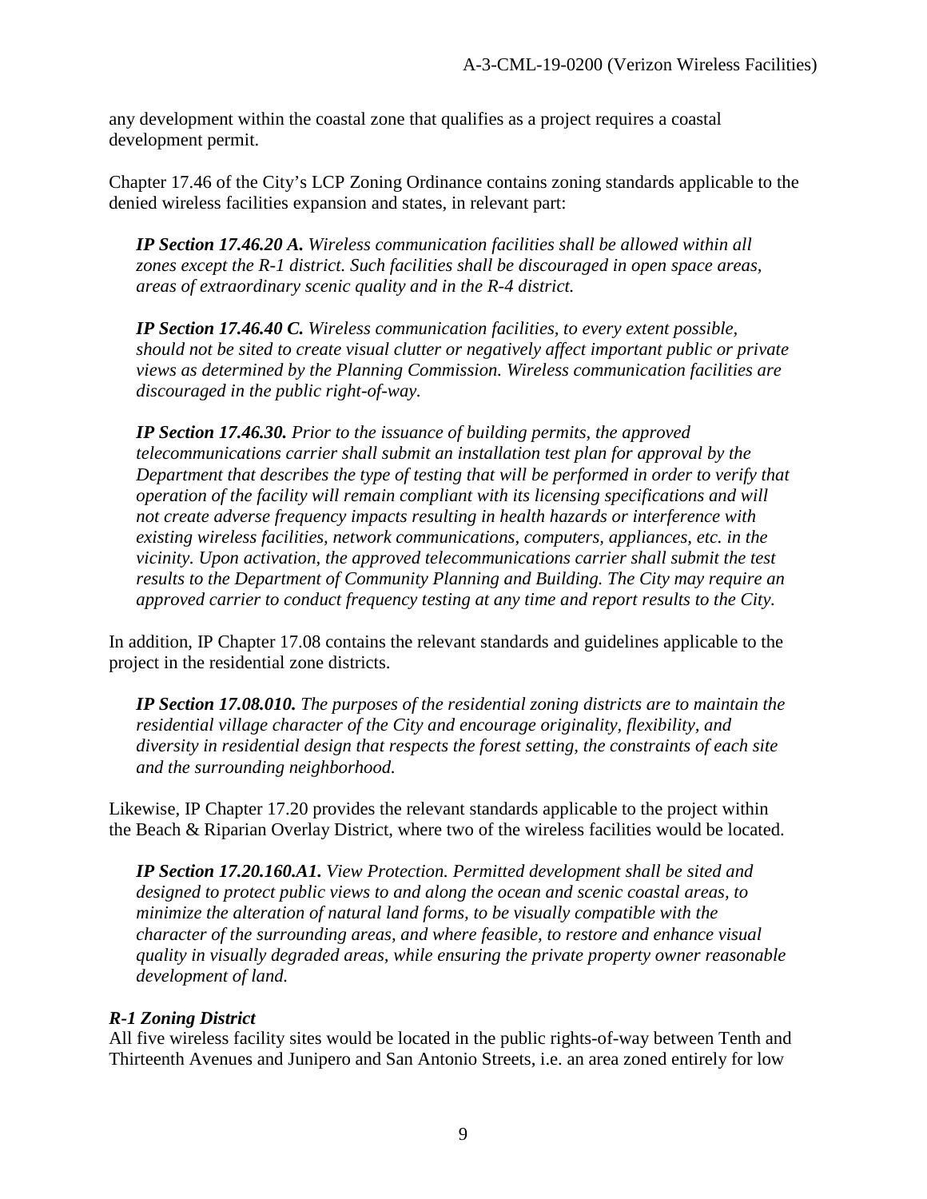any development within the coastal zone that qualifies as a project requires a coastal development permit.

Chapter 17.46 of the City's LCP Zoning Ordinance contains zoning standards applicable to the denied wireless facilities expansion and states, in relevant part:

> ***IP Section 17.46.20 A.*** *Wireless communication facilities shall be allowed within all zones except the R-1 district. Such facilities shall be discouraged in open space areas, areas of extraordinary scenic quality and in the R-4 district.*
>
> ***IP Section 17.46.40 C.*** *Wireless communication facilities, to every extent possible, should not be sited to create visual clutter or negatively affect important public or private views as determined by the Planning Commission. Wireless communication facilities are discouraged in the public right-of-way.*
>
> ***IP Section 17.46.30.*** *Prior to the issuance of building permits, the approved telecommunications carrier shall submit an installation test plan for approval by the Department that describes the type of testing that will be performed in order to verify that operation of the facility will remain compliant with its licensing specifications and will not create adverse frequency impacts resulting in health hazards or interference with existing wireless facilities, network communications, computers, appliances, etc. in the vicinity. Upon activation, the approved telecommunications carrier shall submit the test results to the Department of Community Planning and Building. The City may require an approved carrier to conduct frequency testing at any time and report results to the City.*

In addition, IP Chapter 17.08 contains the relevant standards and guidelines applicable to the project in the residential zone districts.

> ***IP Section 17.08.010.*** *The purposes of the residential zoning districts are to maintain the residential village character of the City and encourage originality, flexibility, and diversity in residential design that respects the forest setting, the constraints of each site and the surrounding neighborhood.*

Likewise, IP Chapter 17.20 provides the relevant standards applicable to the project within the Beach & Riparian Overlay District, where two of the wireless facilities would be located.

> ***IP Section 17.20.160.A1.*** *View Protection. Permitted development shall be sited and designed to protect public views to and along the ocean and scenic coastal areas, to minimize the alteration of natural land forms, to be visually compatible with the character of the surrounding areas, and where feasible, to restore and enhance visual quality in visually degraded areas, while ensuring the private property owner reasonable development of land.*

### *R-1 Zoning District*

All five wireless facility sites would be located in the public rights-of-way between Tenth and Thirteenth Avenues and Junipero and San Antonio Streets, i.e. an area zoned entirely for low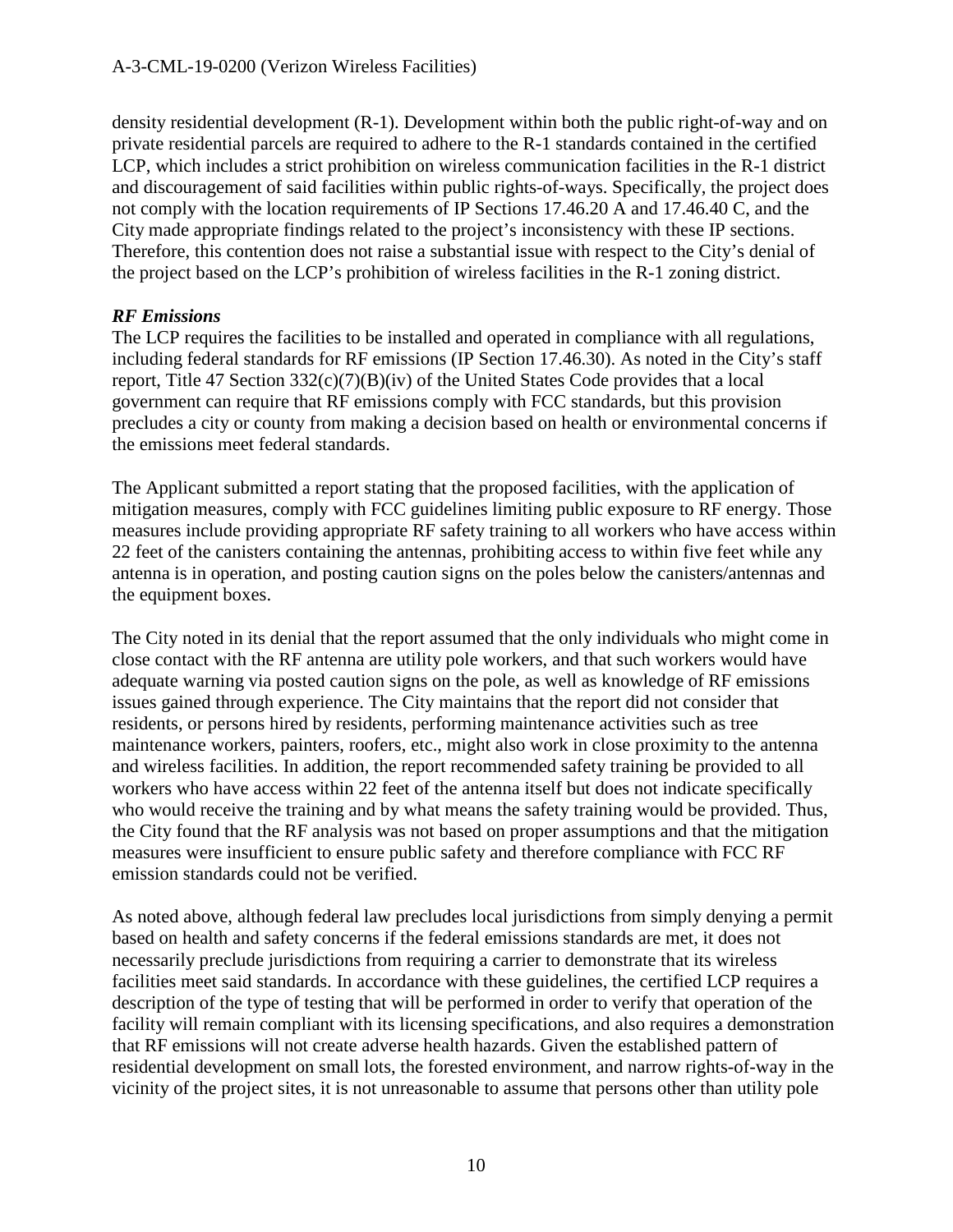density residential development (R-1). Development within both the public right-of-way and on private residential parcels are required to adhere to the R-1 standards contained in the certified LCP, which includes a strict prohibition on wireless communication facilities in the R-1 district and discouragement of said facilities within public rights-of-ways. Specifically, the project does not comply with the location requirements of IP Sections 17.46.20 A and 17.46.40 C, and the City made appropriate findings related to the project's inconsistency with these IP sections. Therefore, this contention does not raise a substantial issue with respect to the City's denial of the project based on the LCP's prohibition of wireless facilities in the R-1 zoning district.

***RF Emissions***

The LCP requires the facilities to be installed and operated in compliance with all regulations, including federal standards for RF emissions (IP Section 17.46.30). As noted in the City's staff report, Title 47 Section 332(c)(7)(B)(iv) of the United States Code provides that a local government can require that RF emissions comply with FCC standards, but this provision precludes a city or county from making a decision based on health or environmental concerns if the emissions meet federal standards.

The Applicant submitted a report stating that the proposed facilities, with the application of mitigation measures, comply with FCC guidelines limiting public exposure to RF energy. Those measures include providing appropriate RF safety training to all workers who have access within 22 feet of the canisters containing the antennas, prohibiting access to within five feet while any antenna is in operation, and posting caution signs on the poles below the canisters/antennas and the equipment boxes.

The City noted in its denial that the report assumed that the only individuals who might come in close contact with the RF antenna are utility pole workers, and that such workers would have adequate warning via posted caution signs on the pole, as well as knowledge of RF emissions issues gained through experience. The City maintains that the report did not consider that residents, or persons hired by residents, performing maintenance activities such as tree maintenance workers, painters, roofers, etc., might also work in close proximity to the antenna and wireless facilities. In addition, the report recommended safety training be provided to all workers who have access within 22 feet of the antenna itself but does not indicate specifically who would receive the training and by what means the safety training would be provided. Thus, the City found that the RF analysis was not based on proper assumptions and that the mitigation measures were insufficient to ensure public safety and therefore compliance with FCC RF emission standards could not be verified.

As noted above, although federal law precludes local jurisdictions from simply denying a permit based on health and safety concerns if the federal emissions standards are met, it does not necessarily preclude jurisdictions from requiring a carrier to demonstrate that its wireless facilities meet said standards. In accordance with these guidelines, the certified LCP requires a description of the type of testing that will be performed in order to verify that operation of the facility will remain compliant with its licensing specifications, and also requires a demonstration that RF emissions will not create adverse health hazards. Given the established pattern of residential development on small lots, the forested environment, and narrow rights-of-way in the vicinity of the project sites, it is not unreasonable to assume that persons other than utility pole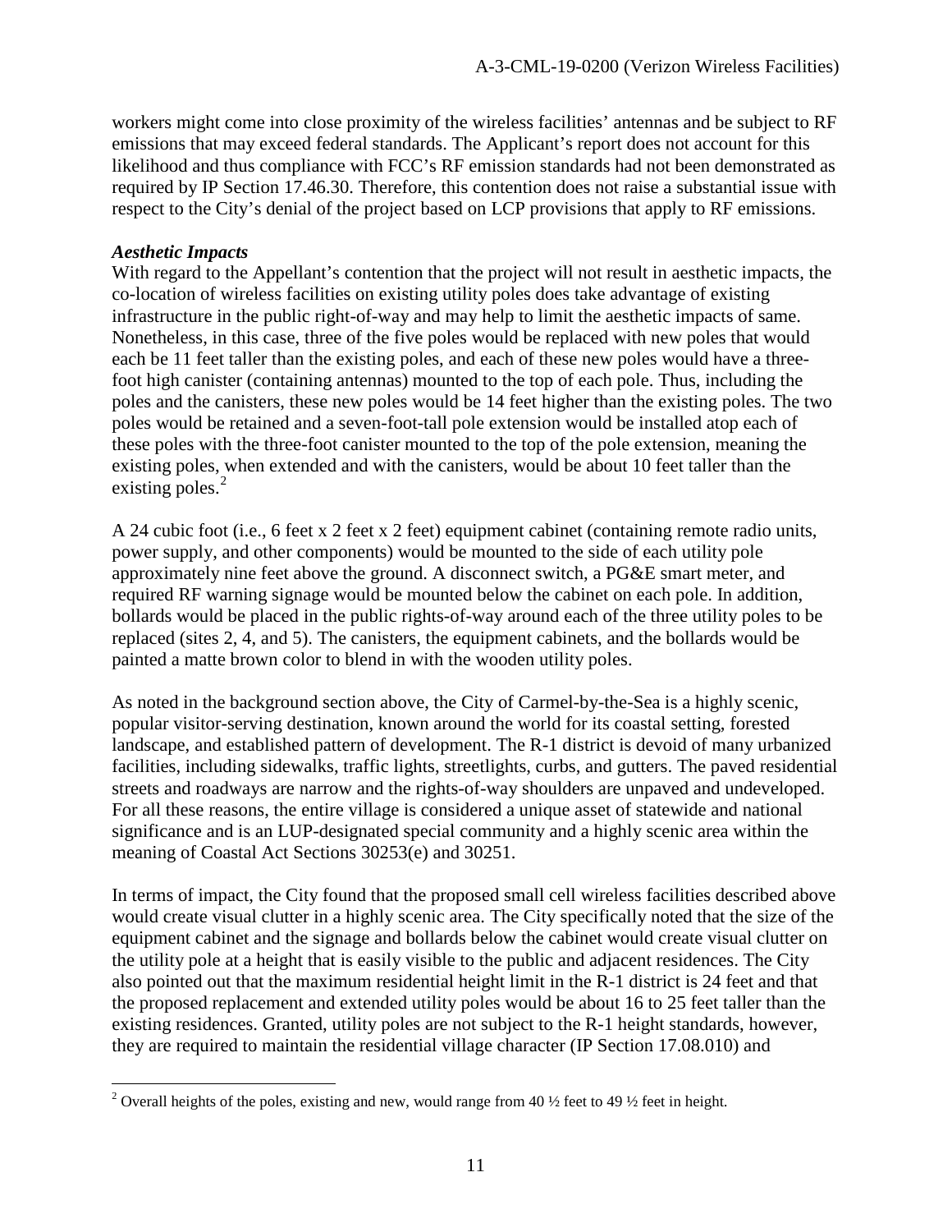workers might come into close proximity of the wireless facilities' antennas and be subject to RF emissions that may exceed federal standards. The Applicant's report does not account for this likelihood and thus compliance with FCC's RF emission standards had not been demonstrated as required by IP Section 17.46.30. Therefore, this contention does not raise a substantial issue with respect to the City's denial of the project based on LCP provisions that apply to RF emissions.

***Aesthetic Impacts***

With regard to the Appellant's contention that the project will not result in aesthetic impacts, the co-location of wireless facilities on existing utility poles does take advantage of existing infrastructure in the public right-of-way and may help to limit the aesthetic impacts of same. Nonetheless, in this case, three of the five poles would be replaced with new poles that would each be 11 feet taller than the existing poles, and each of these new poles would have a three-foot high canister (containing antennas) mounted to the top of each pole. Thus, including the poles and the canisters, these new poles would be 14 feet higher than the existing poles. The two poles would be retained and a seven-foot-tall pole extension would be installed atop each of these poles with the three-foot canister mounted to the top of the pole extension, meaning the existing poles, when extended and with the canisters, would be about 10 feet taller than the existing poles.[2]

A 24 cubic foot (i.e., 6 feet x 2 feet x 2 feet) equipment cabinet (containing remote radio units, power supply, and other components) would be mounted to the side of each utility pole approximately nine feet above the ground. A disconnect switch, a PG&E smart meter, and required RF warning signage would be mounted below the cabinet on each pole. In addition, bollards would be placed in the public rights-of-way around each of the three utility poles to be replaced (sites 2, 4, and 5). The canisters, the equipment cabinets, and the bollards would be painted a matte brown color to blend in with the wooden utility poles.

As noted in the background section above, the City of Carmel-by-the-Sea is a highly scenic, popular visitor-serving destination, known around the world for its coastal setting, forested landscape, and established pattern of development. The R-1 district is devoid of many urbanized facilities, including sidewalks, traffic lights, streetlights, curbs, and gutters. The paved residential streets and roadways are narrow and the rights-of-way shoulders are unpaved and undeveloped. For all these reasons, the entire village is considered a unique asset of statewide and national significance and is an LUP-designated special community and a highly scenic area within the meaning of Coastal Act Sections 30253(e) and 30251.

In terms of impact, the City found that the proposed small cell wireless facilities described above would create visual clutter in a highly scenic area. The City specifically noted that the size of the equipment cabinet and the signage and bollards below the cabinet would create visual clutter on the utility pole at a height that is easily visible to the public and adjacent residences. The City also pointed out that the maximum residential height limit in the R-1 district is 24 feet and that the proposed replacement and extended utility poles would be about 16 to 25 feet taller than the existing residences. Granted, utility poles are not subject to the R-1 height standards, however, they are required to maintain the residential village character (IP Section 17.08.010) and

[2] Overall heights of the poles, existing and new, would range from 40 ½ feet to 49 ½ feet in height.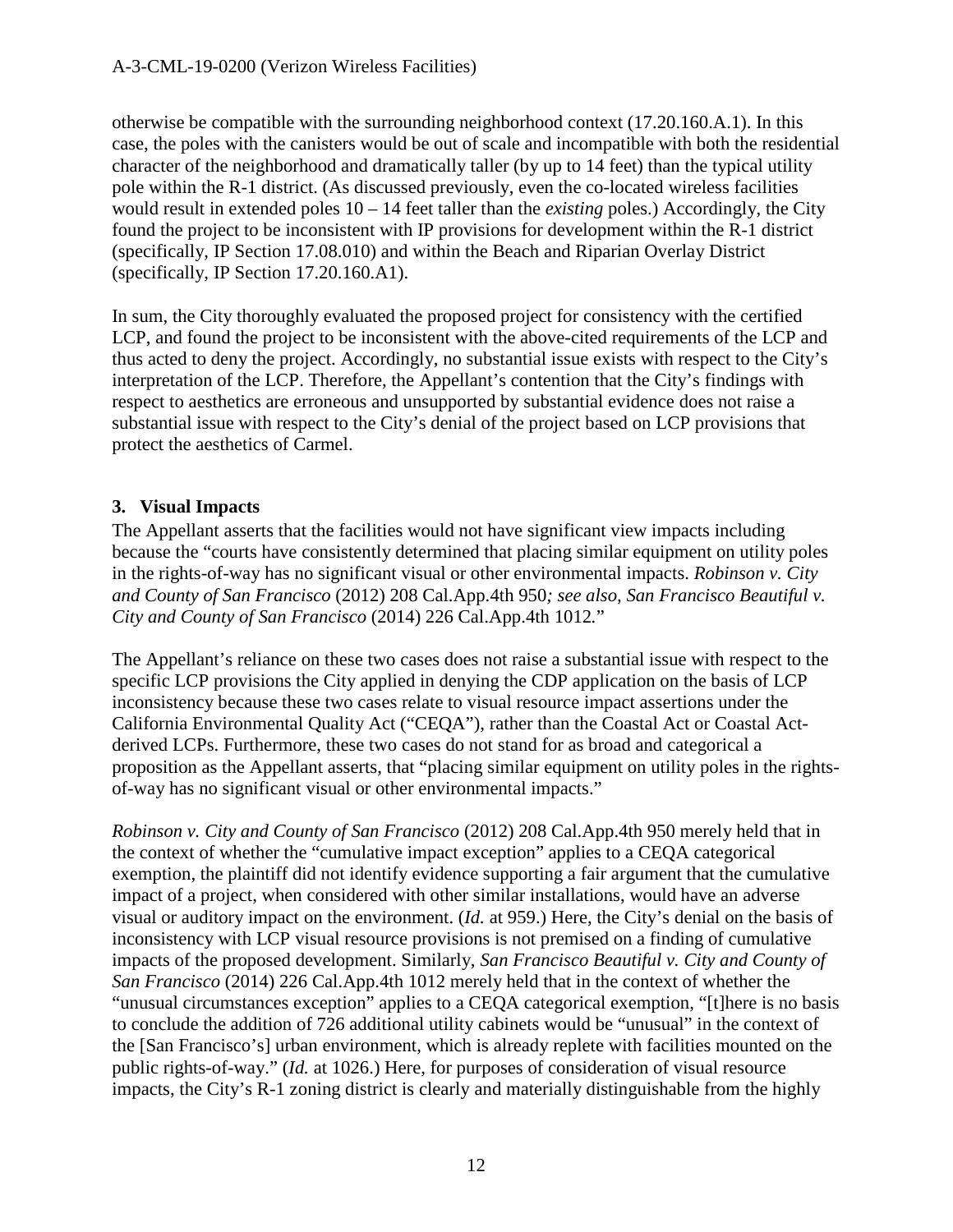otherwise be compatible with the surrounding neighborhood context (17.20.160.A.1). In this case, the poles with the canisters would be out of scale and incompatible with both the residential character of the neighborhood and dramatically taller (by up to 14 feet) than the typical utility pole within the R-1 district. (As discussed previously, even the co-located wireless facilities would result in extended poles 10 – 14 feet taller than the *existing* poles.) Accordingly, the City found the project to be inconsistent with IP provisions for development within the R-1 district (specifically, IP Section 17.08.010) and within the Beach and Riparian Overlay District (specifically, IP Section 17.20.160.A1).

In sum, the City thoroughly evaluated the proposed project for consistency with the certified LCP, and found the project to be inconsistent with the above-cited requirements of the LCP and thus acted to deny the project. Accordingly, no substantial issue exists with respect to the City's interpretation of the LCP. Therefore, the Appellant's contention that the City's findings with respect to aesthetics are erroneous and unsupported by substantial evidence does not raise a substantial issue with respect to the City's denial of the project based on LCP provisions that protect the aesthetics of Carmel.

### 3. Visual Impacts

The Appellant asserts that the facilities would not have significant view impacts including because the "courts have consistently determined that placing similar equipment on utility poles in the rights-of-way has no significant visual or other environmental impacts. *Robinson v. City and County of San Francisco* (2012) 208 Cal.App.4th 950*; see also, San Francisco Beautiful v. City and County of San Francisco* (2014) 226 Cal.App.4th 1012."

The Appellant's reliance on these two cases does not raise a substantial issue with respect to the specific LCP provisions the City applied in denying the CDP application on the basis of LCP inconsistency because these two cases relate to visual resource impact assertions under the California Environmental Quality Act ("CEQA"), rather than the Coastal Act or Coastal Act-derived LCPs. Furthermore, these two cases do not stand for as broad and categorical a proposition as the Appellant asserts, that "placing similar equipment on utility poles in the rights-of-way has no significant visual or other environmental impacts."

*Robinson v. City and County of San Francisco* (2012) 208 Cal.App.4th 950 merely held that in the context of whether the "cumulative impact exception" applies to a CEQA categorical exemption, the plaintiff did not identify evidence supporting a fair argument that the cumulative impact of a project, when considered with other similar installations, would have an adverse visual or auditory impact on the environment. (*Id.* at 959.) Here, the City's denial on the basis of inconsistency with LCP visual resource provisions is not premised on a finding of cumulative impacts of the proposed development. Similarly, *San Francisco Beautiful v. City and County of San Francisco* (2014) 226 Cal.App.4th 1012 merely held that in the context of whether the "unusual circumstances exception" applies to a CEQA categorical exemption, "[t]here is no basis to conclude the addition of 726 additional utility cabinets would be "unusual" in the context of the [San Francisco's] urban environment, which is already replete with facilities mounted on the public rights-of-way." (*Id.* at 1026.) Here, for purposes of consideration of visual resource impacts, the City's R-1 zoning district is clearly and materially distinguishable from the highly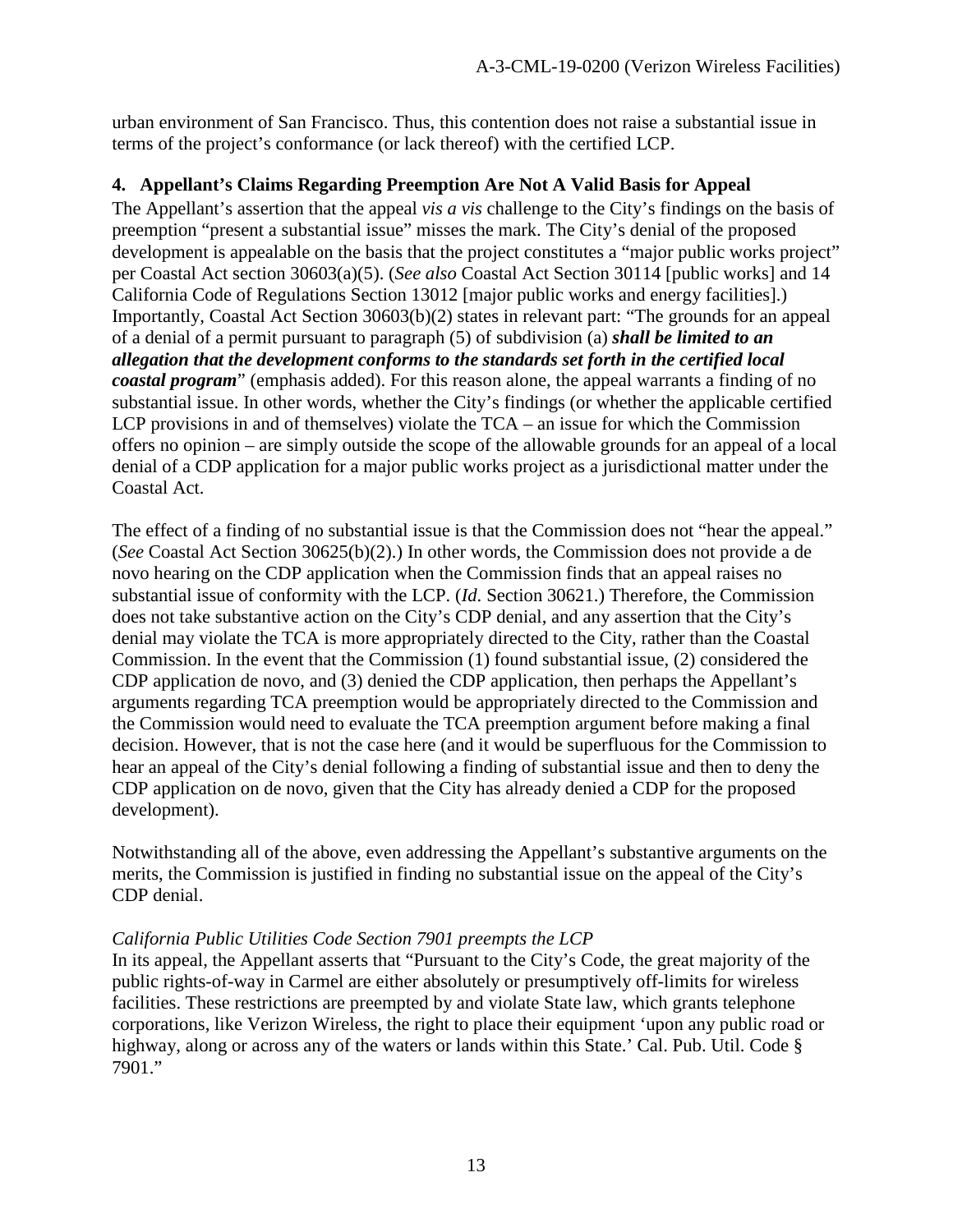urban environment of San Francisco. Thus, this contention does not raise a substantial issue in terms of the project's conformance (or lack thereof) with the certified LCP.

### 4. Appellant's Claims Regarding Preemption Are Not A Valid Basis for Appeal

The Appellant's assertion that the appeal *vis a vis* challenge to the City's findings on the basis of preemption "present a substantial issue" misses the mark. The City's denial of the proposed development is appealable on the basis that the project constitutes a "major public works project" per Coastal Act section 30603(a)(5). (*See also* Coastal Act Section 30114 [public works] and 14 California Code of Regulations Section 13012 [major public works and energy facilities].) Importantly, Coastal Act Section 30603(b)(2) states in relevant part: "The grounds for an appeal of a denial of a permit pursuant to paragraph (5) of subdivision (a) ***shall be limited to an allegation that the development conforms to the standards set forth in the certified local coastal program***" (emphasis added). For this reason alone, the appeal warrants a finding of no substantial issue. In other words, whether the City's findings (or whether the applicable certified LCP provisions in and of themselves) violate the TCA – an issue for which the Commission offers no opinion – are simply outside the scope of the allowable grounds for an appeal of a local denial of a CDP application for a major public works project as a jurisdictional matter under the Coastal Act.

The effect of a finding of no substantial issue is that the Commission does not "hear the appeal." (*See* Coastal Act Section 30625(b)(2).) In other words, the Commission does not provide a de novo hearing on the CDP application when the Commission finds that an appeal raises no substantial issue of conformity with the LCP. (*Id*. Section 30621.) Therefore, the Commission does not take substantive action on the City's CDP denial, and any assertion that the City's denial may violate the TCA is more appropriately directed to the City, rather than the Coastal Commission. In the event that the Commission (1) found substantial issue, (2) considered the CDP application de novo, and (3) denied the CDP application, then perhaps the Appellant's arguments regarding TCA preemption would be appropriately directed to the Commission and the Commission would need to evaluate the TCA preemption argument before making a final decision. However, that is not the case here (and it would be superfluous for the Commission to hear an appeal of the City's denial following a finding of substantial issue and then to deny the CDP application on de novo, given that the City has already denied a CDP for the proposed development).

Notwithstanding all of the above, even addressing the Appellant's substantive arguments on the merits, the Commission is justified in finding no substantial issue on the appeal of the City's CDP denial.

*California Public Utilities Code Section 7901 preempts the LCP*

In its appeal, the Appellant asserts that "Pursuant to the City's Code, the great majority of the public rights-of-way in Carmel are either absolutely or presumptively off-limits for wireless facilities. These restrictions are preempted by and violate State law, which grants telephone corporations, like Verizon Wireless, the right to place their equipment 'upon any public road or highway, along or across any of the waters or lands within this State.' Cal. Pub. Util. Code § 7901."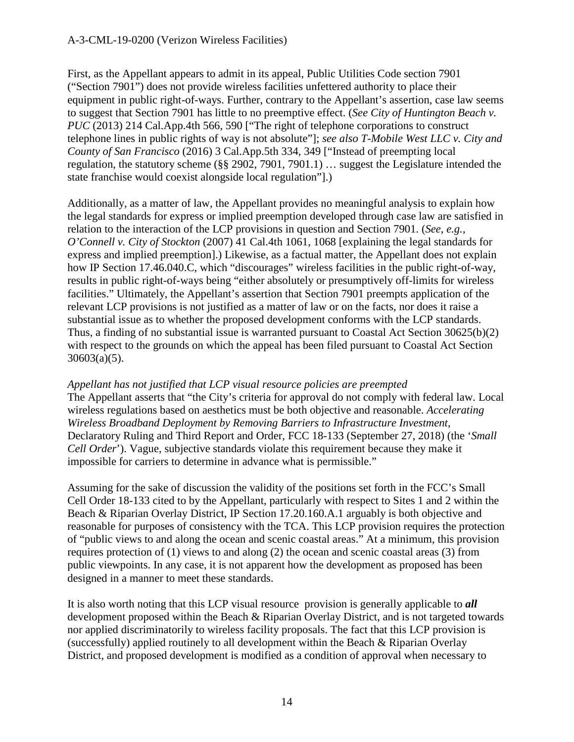First, as the Appellant appears to admit in its appeal, Public Utilities Code section 7901 ("Section 7901") does not provide wireless facilities unfettered authority to place their equipment in public right-of-ways. Further, contrary to the Appellant's assertion, case law seems to suggest that Section 7901 has little to no preemptive effect. (*See City of Huntington Beach v. PUC* (2013) 214 Cal.App.4th 566, 590 ["The right of telephone corporations to construct telephone lines in public rights of way is not absolute"]; *see also T-Mobile West LLC v. City and County of San Francisco* (2016) 3 Cal.App.5th 334, 349 ["Instead of preempting local regulation, the statutory scheme (§§ 2902, 7901, 7901.1) … suggest the Legislature intended the state franchise would coexist alongside local regulation"].)

Additionally, as a matter of law, the Appellant provides no meaningful analysis to explain how the legal standards for express or implied preemption developed through case law are satisfied in relation to the interaction of the LCP provisions in question and Section 7901. (*See*, *e.g.*, *O'Connell v. City of Stockton* (2007) 41 Cal.4th 1061, 1068 [explaining the legal standards for express and implied preemption].) Likewise, as a factual matter, the Appellant does not explain how IP Section 17.46.040.C, which "discourages" wireless facilities in the public right-of-way, results in public right-of-ways being "either absolutely or presumptively off-limits for wireless facilities." Ultimately, the Appellant's assertion that Section 7901 preempts application of the relevant LCP provisions is not justified as a matter of law or on the facts, nor does it raise a substantial issue as to whether the proposed development conforms with the LCP standards. Thus, a finding of no substantial issue is warranted pursuant to Coastal Act Section 30625(b)(2) with respect to the grounds on which the appeal has been filed pursuant to Coastal Act Section 30603(a)(5).

*Appellant has not justified that LCP visual resource policies are preempted*

The Appellant asserts that "the City's criteria for approval do not comply with federal law. Local wireless regulations based on aesthetics must be both objective and reasonable. *Accelerating Wireless Broadband Deployment by Removing Barriers to Infrastructure Investment*, Declaratory Ruling and Third Report and Order, FCC 18-133 (September 27, 2018) (the '*Small Cell Order*'). Vague, subjective standards violate this requirement because they make it impossible for carriers to determine in advance what is permissible."

Assuming for the sake of discussion the validity of the positions set forth in the FCC's Small Cell Order 18-133 cited to by the Appellant, particularly with respect to Sites 1 and 2 within the Beach & Riparian Overlay District, IP Section 17.20.160.A.1 arguably is both objective and reasonable for purposes of consistency with the TCA. This LCP provision requires the protection of "public views to and along the ocean and scenic coastal areas." At a minimum, this provision requires protection of (1) views to and along (2) the ocean and scenic coastal areas (3) from public viewpoints. In any case, it is not apparent how the development as proposed has been designed in a manner to meet these standards.

It is also worth noting that this LCP visual resource provision is generally applicable to ***all*** development proposed within the Beach & Riparian Overlay District, and is not targeted towards nor applied discriminatorily to wireless facility proposals. The fact that this LCP provision is (successfully) applied routinely to all development within the Beach & Riparian Overlay District, and proposed development is modified as a condition of approval when necessary to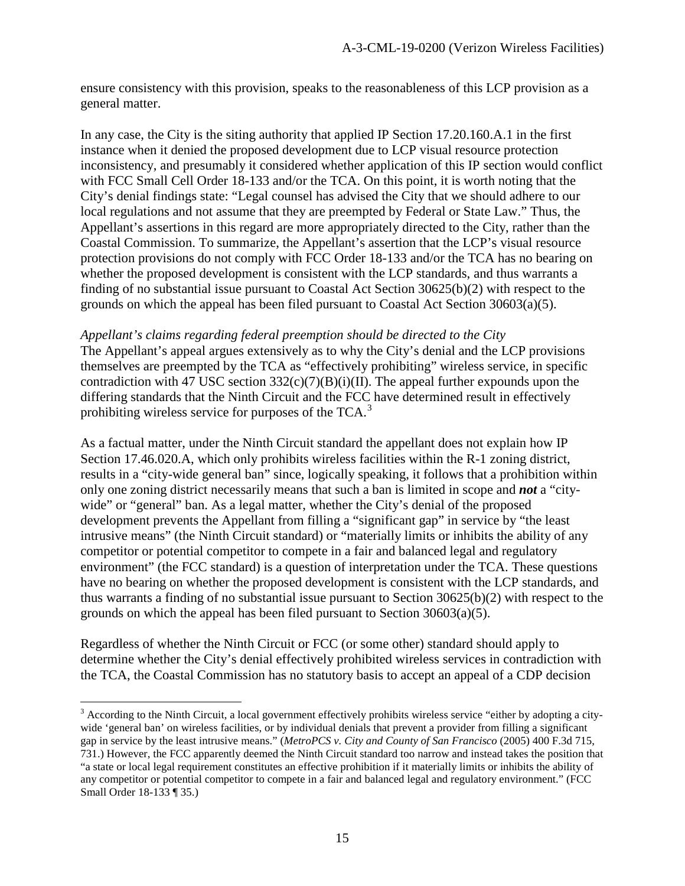ensure consistency with this provision, speaks to the reasonableness of this LCP provision as a general matter.

In any case, the City is the siting authority that applied IP Section 17.20.160.A.1 in the first instance when it denied the proposed development due to LCP visual resource protection inconsistency, and presumably it considered whether application of this IP section would conflict with FCC Small Cell Order 18-133 and/or the TCA. On this point, it is worth noting that the City's denial findings state: "Legal counsel has advised the City that we should adhere to our local regulations and not assume that they are preempted by Federal or State Law." Thus, the Appellant's assertions in this regard are more appropriately directed to the City, rather than the Coastal Commission. To summarize, the Appellant's assertion that the LCP's visual resource protection provisions do not comply with FCC Order 18-133 and/or the TCA has no bearing on whether the proposed development is consistent with the LCP standards, and thus warrants a finding of no substantial issue pursuant to Coastal Act Section 30625(b)(2) with respect to the grounds on which the appeal has been filed pursuant to Coastal Act Section 30603(a)(5).

*Appellant's claims regarding federal preemption should be directed to the City*
The Appellant's appeal argues extensively as to why the City's denial and the LCP provisions themselves are preempted by the TCA as "effectively prohibiting" wireless service, in specific contradiction with 47 USC section 332(c)(7)(B)(i)(II). The appeal further expounds upon the differing standards that the Ninth Circuit and the FCC have determined result in effectively prohibiting wireless service for purposes of the TCA.[3]

As a factual matter, under the Ninth Circuit standard the appellant does not explain how IP Section 17.46.020.A, which only prohibits wireless facilities within the R-1 zoning district, results in a "city-wide general ban" since, logically speaking, it follows that a prohibition within only one zoning district necessarily means that such a ban is limited in scope and ***not*** a "city-wide" or "general" ban. As a legal matter, whether the City's denial of the proposed development prevents the Appellant from filling a "significant gap" in service by "the least intrusive means" (the Ninth Circuit standard) or "materially limits or inhibits the ability of any competitor or potential competitor to compete in a fair and balanced legal and regulatory environment" (the FCC standard) is a question of interpretation under the TCA. These questions have no bearing on whether the proposed development is consistent with the LCP standards, and thus warrants a finding of no substantial issue pursuant to Section 30625(b)(2) with respect to the grounds on which the appeal has been filed pursuant to Section 30603(a)(5).

Regardless of whether the Ninth Circuit or FCC (or some other) standard should apply to determine whether the City's denial effectively prohibited wireless services in contradiction with the TCA, the Coastal Commission has no statutory basis to accept an appeal of a CDP decision

---

[3] According to the Ninth Circuit, a local government effectively prohibits wireless service "either by adopting a city-wide 'general ban' on wireless facilities, or by individual denials that prevent a provider from filling a significant gap in service by the least intrusive means." (*MetroPCS v. City and County of San Francisco* (2005) 400 F.3d 715, 731.) However, the FCC apparently deemed the Ninth Circuit standard too narrow and instead takes the position that "a state or local legal requirement constitutes an effective prohibition if it materially limits or inhibits the ability of any competitor or potential competitor to compete in a fair and balanced legal and regulatory environment." (FCC Small Order 18-133 ¶ 35.)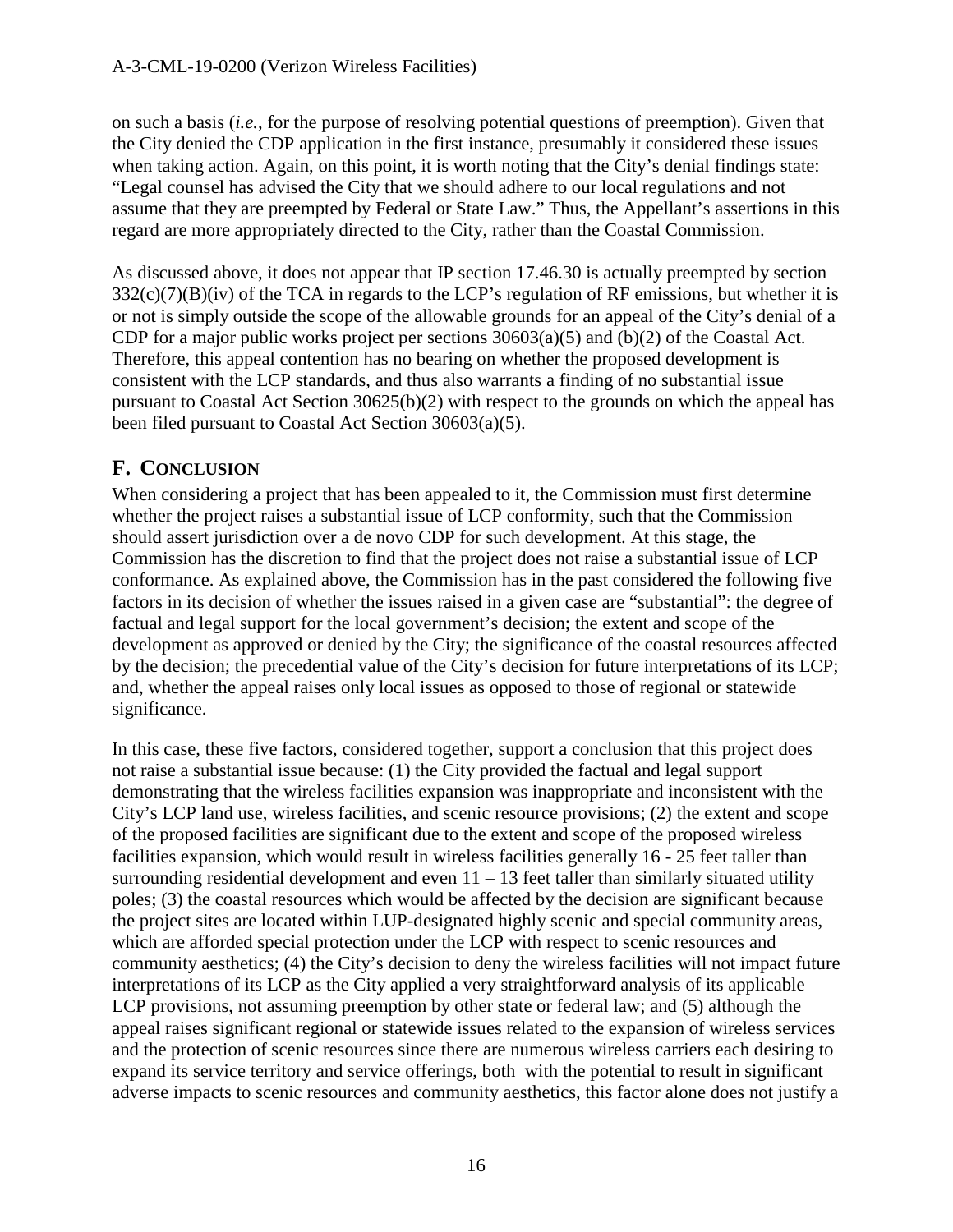on such a basis (*i.e.*, for the purpose of resolving potential questions of preemption). Given that the City denied the CDP application in the first instance, presumably it considered these issues when taking action. Again, on this point, it is worth noting that the City's denial findings state: "Legal counsel has advised the City that we should adhere to our local regulations and not assume that they are preempted by Federal or State Law." Thus, the Appellant's assertions in this regard are more appropriately directed to the City, rather than the Coastal Commission.

As discussed above, it does not appear that IP section 17.46.30 is actually preempted by section 332(c)(7)(B)(iv) of the TCA in regards to the LCP's regulation of RF emissions, but whether it is or not is simply outside the scope of the allowable grounds for an appeal of the City's denial of a CDP for a major public works project per sections 30603(a)(5) and (b)(2) of the Coastal Act. Therefore, this appeal contention has no bearing on whether the proposed development is consistent with the LCP standards, and thus also warrants a finding of no substantial issue pursuant to Coastal Act Section 30625(b)(2) with respect to the grounds on which the appeal has been filed pursuant to Coastal Act Section 30603(a)(5).

## F. CONCLUSION

When considering a project that has been appealed to it, the Commission must first determine whether the project raises a substantial issue of LCP conformity, such that the Commission should assert jurisdiction over a de novo CDP for such development. At this stage, the Commission has the discretion to find that the project does not raise a substantial issue of LCP conformance. As explained above, the Commission has in the past considered the following five factors in its decision of whether the issues raised in a given case are "substantial": the degree of factual and legal support for the local government's decision; the extent and scope of the development as approved or denied by the City; the significance of the coastal resources affected by the decision; the precedential value of the City's decision for future interpretations of its LCP; and, whether the appeal raises only local issues as opposed to those of regional or statewide significance.

In this case, these five factors, considered together, support a conclusion that this project does not raise a substantial issue because: (1) the City provided the factual and legal support demonstrating that the wireless facilities expansion was inappropriate and inconsistent with the City's LCP land use, wireless facilities, and scenic resource provisions; (2) the extent and scope of the proposed facilities are significant due to the extent and scope of the proposed wireless facilities expansion, which would result in wireless facilities generally 16 - 25 feet taller than surrounding residential development and even 11 – 13 feet taller than similarly situated utility poles; (3) the coastal resources which would be affected by the decision are significant because the project sites are located within LUP-designated highly scenic and special community areas, which are afforded special protection under the LCP with respect to scenic resources and community aesthetics; (4) the City's decision to deny the wireless facilities will not impact future interpretations of its LCP as the City applied a very straightforward analysis of its applicable LCP provisions, not assuming preemption by other state or federal law; and (5) although the appeal raises significant regional or statewide issues related to the expansion of wireless services and the protection of scenic resources since there are numerous wireless carriers each desiring to expand its service territory and service offerings, both with the potential to result in significant adverse impacts to scenic resources and community aesthetics, this factor alone does not justify a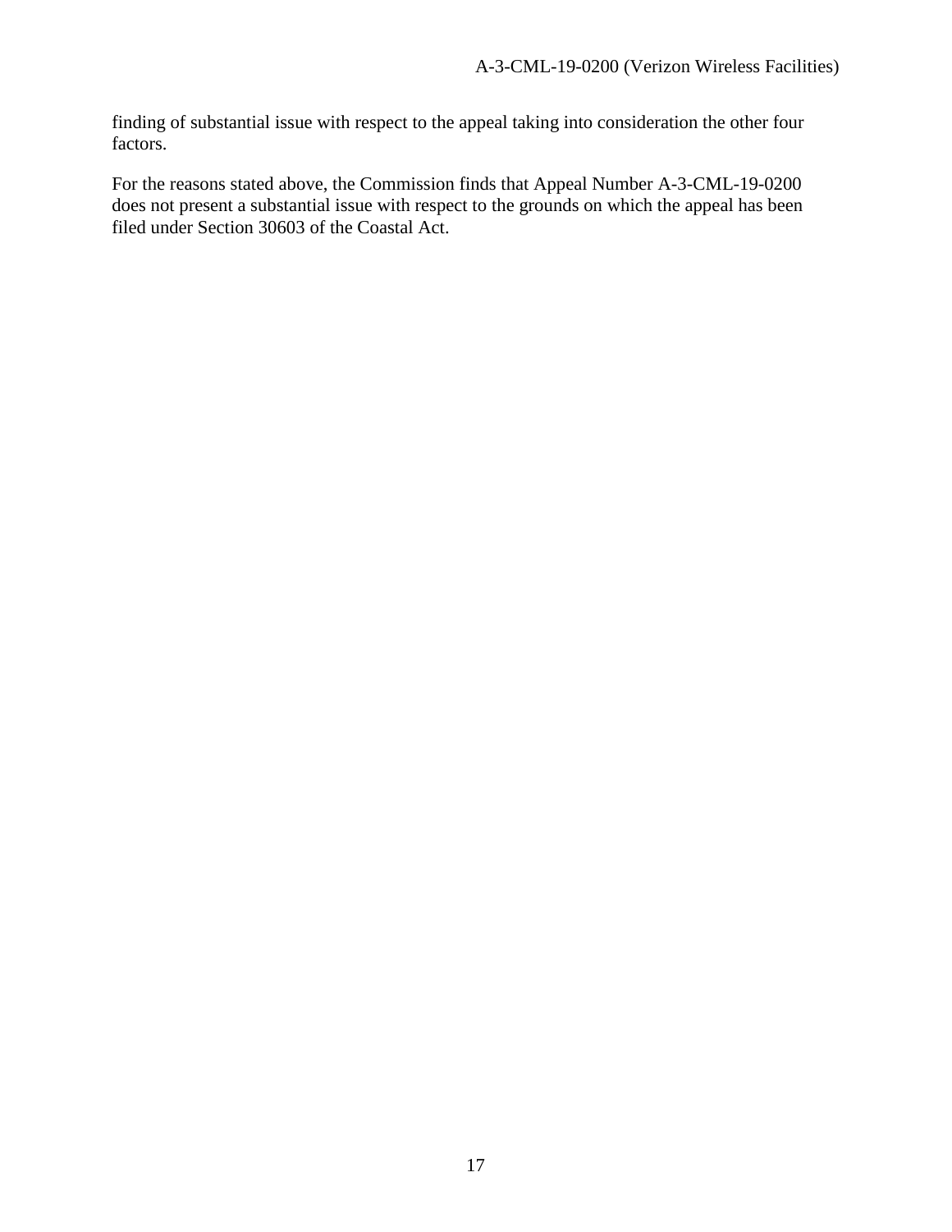finding of substantial issue with respect to the appeal taking into consideration the other four factors.

For the reasons stated above, the Commission finds that Appeal Number A-3-CML-19-0200 does not present a substantial issue with respect to the grounds on which the appeal has been filed under Section 30603 of the Coastal Act.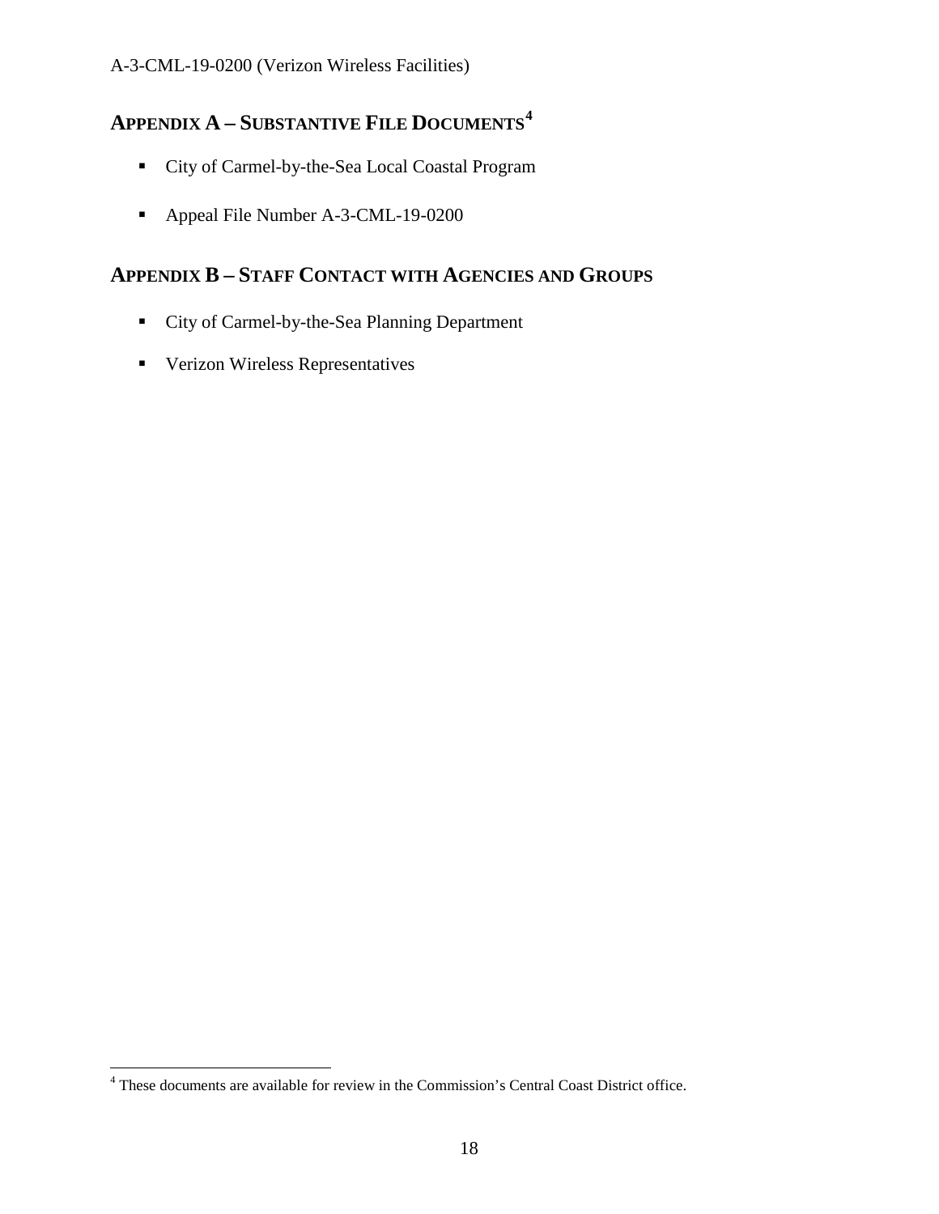## APPENDIX A – SUBSTANTIVE FILE DOCUMENTS[4]

- City of Carmel-by-the-Sea Local Coastal Program
- Appeal File Number A-3-CML-19-0200

## APPENDIX B – STAFF CONTACT WITH AGENCIES AND GROUPS

- City of Carmel-by-the-Sea Planning Department
- Verizon Wireless Representatives

[4] These documents are available for review in the Commission's Central Coast District office.